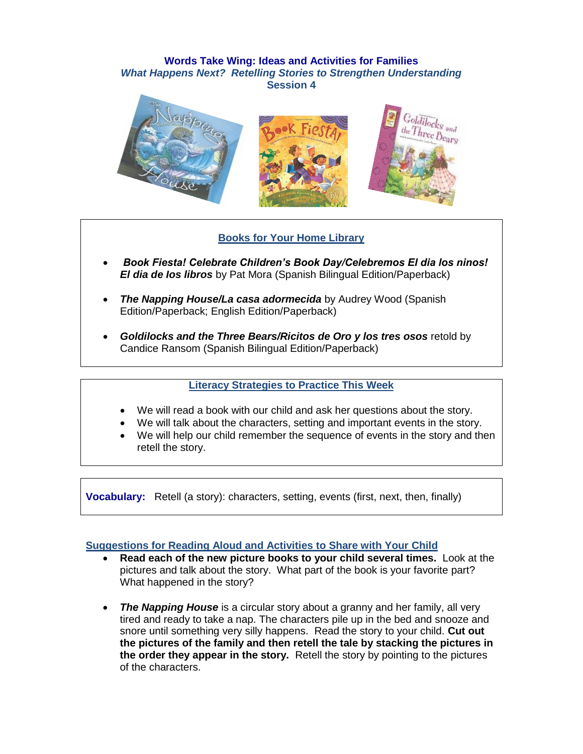# Words Take Wing: Ideas and Activities for Families

## *What Happens Next? Retelling Stories to Strengthen Understanding*

## Session 4

### Books for Your Home Library

- ***Book Fiesta! Celebrate Children's Book Day/Celebremos El dia los ninos! El dia de los libros*** by Pat Mora (Spanish Bilingual Edition/Paperback)
- ***The Napping House/La casa adormecida*** by Audrey Wood (Spanish Edition/Paperback; English Edition/Paperback)
- ***Goldilocks and the Three Bears/Ricitos de Oro y los tres osos*** retold by Candice Ransom (Spanish Bilingual Edition/Paperback)

### Literacy Strategies to Practice This Week

- We will read a book with our child and ask her questions about the story.
- We will talk about the characters, setting and important events in the story.
- We will help our child remember the sequence of events in the story and then retell the story.

**Vocabulary:** Retell (a story): characters, setting, events (first, next, then, finally)

### Suggestions for Reading Aloud and Activities to Share with Your Child

- **Read each of the new picture books to your child several times.** Look at the pictures and talk about the story. What part of the book is your favorite part? What happened in the story?
- ***The Napping House*** is a circular story about a granny and her family, all very tired and ready to take a nap. The characters pile up in the bed and snooze and snore until something very silly happens. Read the story to your child. **Cut out the pictures of the family and then retell the tale by stacking the pictures in the order they appear in the story.** Retell the story by pointing to the pictures of the characters.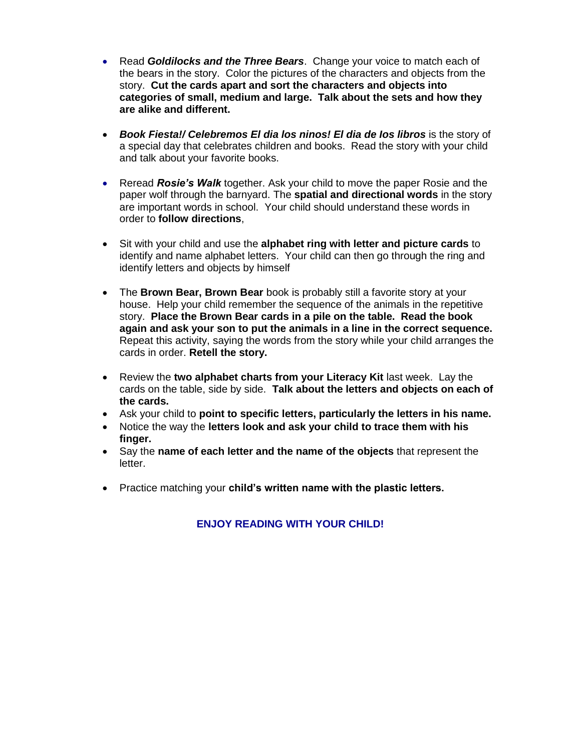- Read ***Goldilocks and the Three Bears***. Change your voice to match each of the bears in the story. Color the pictures of the characters and objects from the story. **Cut the cards apart and sort the characters and objects into categories of small, medium and large. Talk about the sets and how they are alike and different.**

- ***Book Fiesta!/ Celebremos El dia los ninos! El dia de los libros*** is the story of a special day that celebrates children and books. Read the story with your child and talk about your favorite books.

- Reread ***Rosie's Walk*** together. Ask your child to move the paper Rosie and the paper wolf through the barnyard. The **spatial and directional words** in the story are important words in school. Your child should understand these words in order to **follow directions**,

- Sit with your child and use the **alphabet ring with letter and picture cards** to identify and name alphabet letters. Your child can then go through the ring and identify letters and objects by himself

- The **Brown Bear, Brown Bear** book is probably still a favorite story at your house. Help your child remember the sequence of the animals in the repetitive story. **Place the Brown Bear cards in a pile on the table. Read the book again and ask your son to put the animals in a line in the correct sequence.** Repeat this activity, saying the words from the story while your child arranges the cards in order. **Retell the story.**

- Review the **two alphabet charts from your Literacy Kit** last week. Lay the cards on the table, side by side. **Talk about the letters and objects on each of the cards.**
- Ask your child to **point to specific letters, particularly the letters in his name.**
- Notice the way the **letters look and ask your child to trace them with his finger.**
- Say the **name of each letter and the name of the objects** that represent the letter.

- Practice matching your **child's written name with the plastic letters.**

**ENJOY READING WITH YOUR CHILD!**